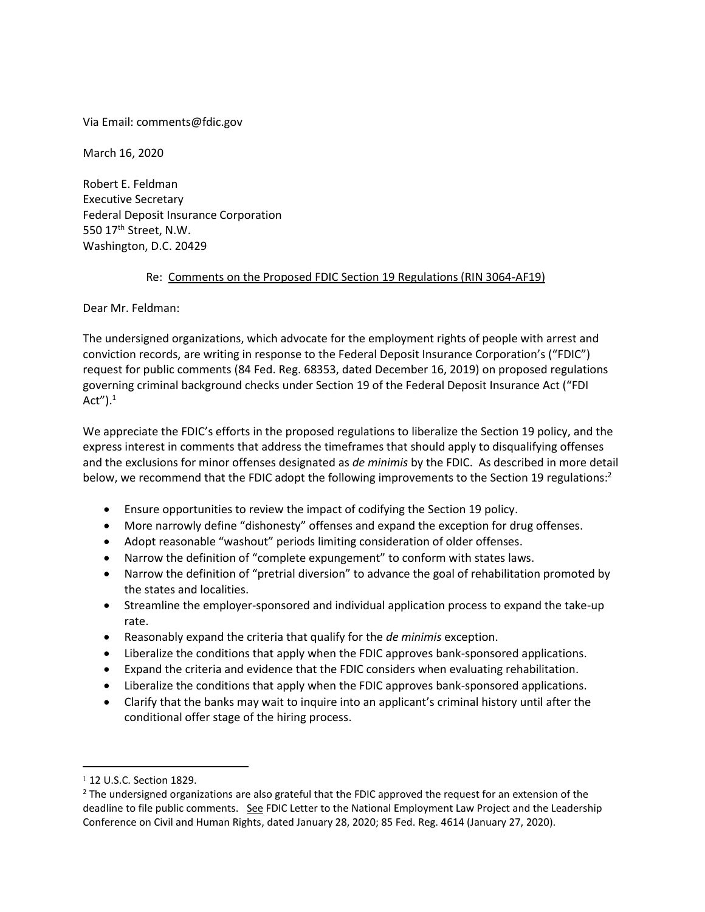Via Email: comments@fdic.gov

March 16, 2020

Robert E. Feldman
Executive Secretary
Federal Deposit Insurance Corporation
550 17th Street, N.W.
Washington, D.C. 20429

Re: Comments on the Proposed FDIC Section 19 Regulations (RIN 3064-AF19)

Dear Mr. Feldman:

The undersigned organizations, which advocate for the employment rights of people with arrest and conviction records, are writing in response to the Federal Deposit Insurance Corporation's ("FDIC") request for public comments (84 Fed. Reg. 68353, dated December 16, 2019) on proposed regulations governing criminal background checks under Section 19 of the Federal Deposit Insurance Act ("FDI Act").[1]

We appreciate the FDIC's efforts in the proposed regulations to liberalize the Section 19 policy, and the express interest in comments that address the timeframes that should apply to disqualifying offenses and the exclusions for minor offenses designated as *de minimis* by the FDIC. As described in more detail below, we recommend that the FDIC adopt the following improvements to the Section 19 regulations:[2]

- Ensure opportunities to review the impact of codifying the Section 19 policy.
- More narrowly define "dishonesty" offenses and expand the exception for drug offenses.
- Adopt reasonable "washout" periods limiting consideration of older offenses.
- Narrow the definition of "complete expungement" to conform with states laws.
- Narrow the definition of "pretrial diversion" to advance the goal of rehabilitation promoted by the states and localities.
- Streamline the employer-sponsored and individual application process to expand the take-up rate.
- Reasonably expand the criteria that qualify for the *de minimis* exception.
- Liberalize the conditions that apply when the FDIC approves bank-sponsored applications.
- Expand the criteria and evidence that the FDIC considers when evaluating rehabilitation.
- Liberalize the conditions that apply when the FDIC approves bank-sponsored applications.
- Clarify that the banks may wait to inquire into an applicant's criminal history until after the conditional offer stage of the hiring process.

---

[1] 12 U.S.C. Section 1829.

[2] The undersigned organizations are also grateful that the FDIC approved the request for an extension of the deadline to file public comments. See FDIC Letter to the National Employment Law Project and the Leadership Conference on Civil and Human Rights, dated January 28, 2020; 85 Fed. Reg. 4614 (January 27, 2020).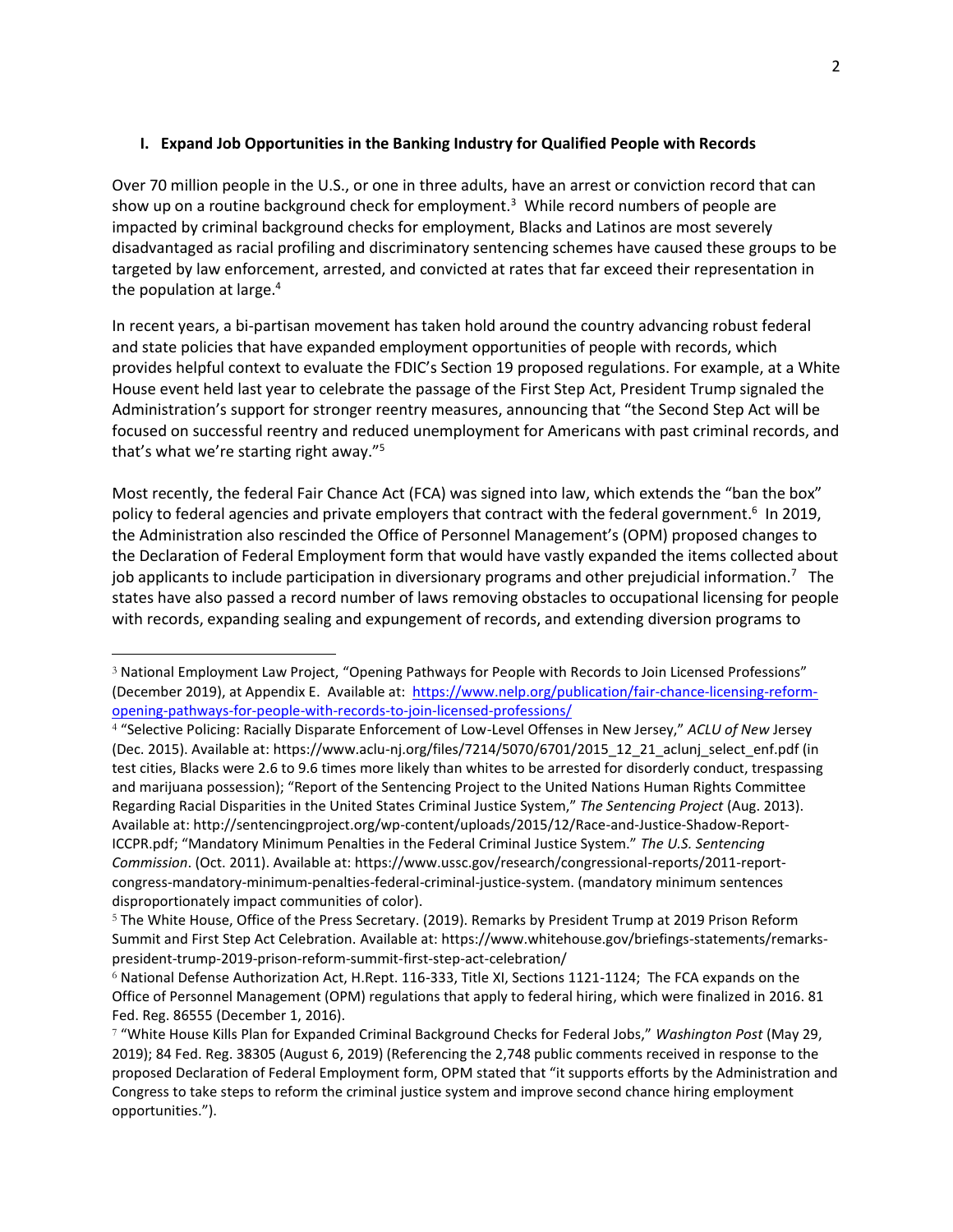## I. Expand Job Opportunities in the Banking Industry for Qualified People with Records

Over 70 million people in the U.S., or one in three adults, have an arrest or conviction record that can show up on a routine background check for employment.[3] While record numbers of people are impacted by criminal background checks for employment, Blacks and Latinos are most severely disadvantaged as racial profiling and discriminatory sentencing schemes have caused these groups to be targeted by law enforcement, arrested, and convicted at rates that far exceed their representation in the population at large.[4]

In recent years, a bi-partisan movement has taken hold around the country advancing robust federal and state policies that have expanded employment opportunities of people with records, which provides helpful context to evaluate the FDIC's Section 19 proposed regulations. For example, at a White House event held last year to celebrate the passage of the First Step Act, President Trump signaled the Administration's support for stronger reentry measures, announcing that "the Second Step Act will be focused on successful reentry and reduced unemployment for Americans with past criminal records, and that's what we're starting right away."[5]

Most recently, the federal Fair Chance Act (FCA) was signed into law, which extends the "ban the box" policy to federal agencies and private employers that contract with the federal government.[6] In 2019, the Administration also rescinded the Office of Personnel Management's (OPM) proposed changes to the Declaration of Federal Employment form that would have vastly expanded the items collected about job applicants to include participation in diversionary programs and other prejudicial information.[7] The states have also passed a record number of laws removing obstacles to occupational licensing for people with records, expanding sealing and expungement of records, and extending diversion programs to

---

[3] National Employment Law Project, "Opening Pathways for People with Records to Join Licensed Professions" (December 2019), at Appendix E. Available at: https://www.nelp.org/publication/fair-chance-licensing-reform-opening-pathways-for-people-with-records-to-join-licensed-professions/

[4] "Selective Policing: Racially Disparate Enforcement of Low-Level Offenses in New Jersey," *ACLU of New* Jersey (Dec. 2015). Available at: https://www.aclu-nj.org/files/7214/5070/6701/2015_12_21_aclunj_select_enf.pdf (in test cities, Blacks were 2.6 to 9.6 times more likely than whites to be arrested for disorderly conduct, trespassing and marijuana possession); "Report of the Sentencing Project to the United Nations Human Rights Committee Regarding Racial Disparities in the United States Criminal Justice System," *The Sentencing Project* (Aug. 2013). Available at: http://sentencingproject.org/wp-content/uploads/2015/12/Race-and-Justice-Shadow-Report-ICCPR.pdf; "Mandatory Minimum Penalties in the Federal Criminal Justice System." *The U.S. Sentencing Commission*. (Oct. 2011). Available at: https://www.ussc.gov/research/congressional-reports/2011-report-congress-mandatory-minimum-penalties-federal-criminal-justice-system. (mandatory minimum sentences disproportionately impact communities of color).

[5] The White House, Office of the Press Secretary. (2019). Remarks by President Trump at 2019 Prison Reform Summit and First Step Act Celebration. Available at: https://www.whitehouse.gov/briefings-statements/remarks-president-trump-2019-prison-reform-summit-first-step-act-celebration/

[6] National Defense Authorization Act, H.Rept. 116-333, Title XI, Sections 1121-1124; The FCA expands on the Office of Personnel Management (OPM) regulations that apply to federal hiring, which were finalized in 2016. 81 Fed. Reg. 86555 (December 1, 2016).

[7] "White House Kills Plan for Expanded Criminal Background Checks for Federal Jobs," *Washington Post* (May 29, 2019); 84 Fed. Reg. 38305 (August 6, 2019) (Referencing the 2,748 public comments received in response to the proposed Declaration of Federal Employment form, OPM stated that "it supports efforts by the Administration and Congress to take steps to reform the criminal justice system and improve second chance hiring employment opportunities.").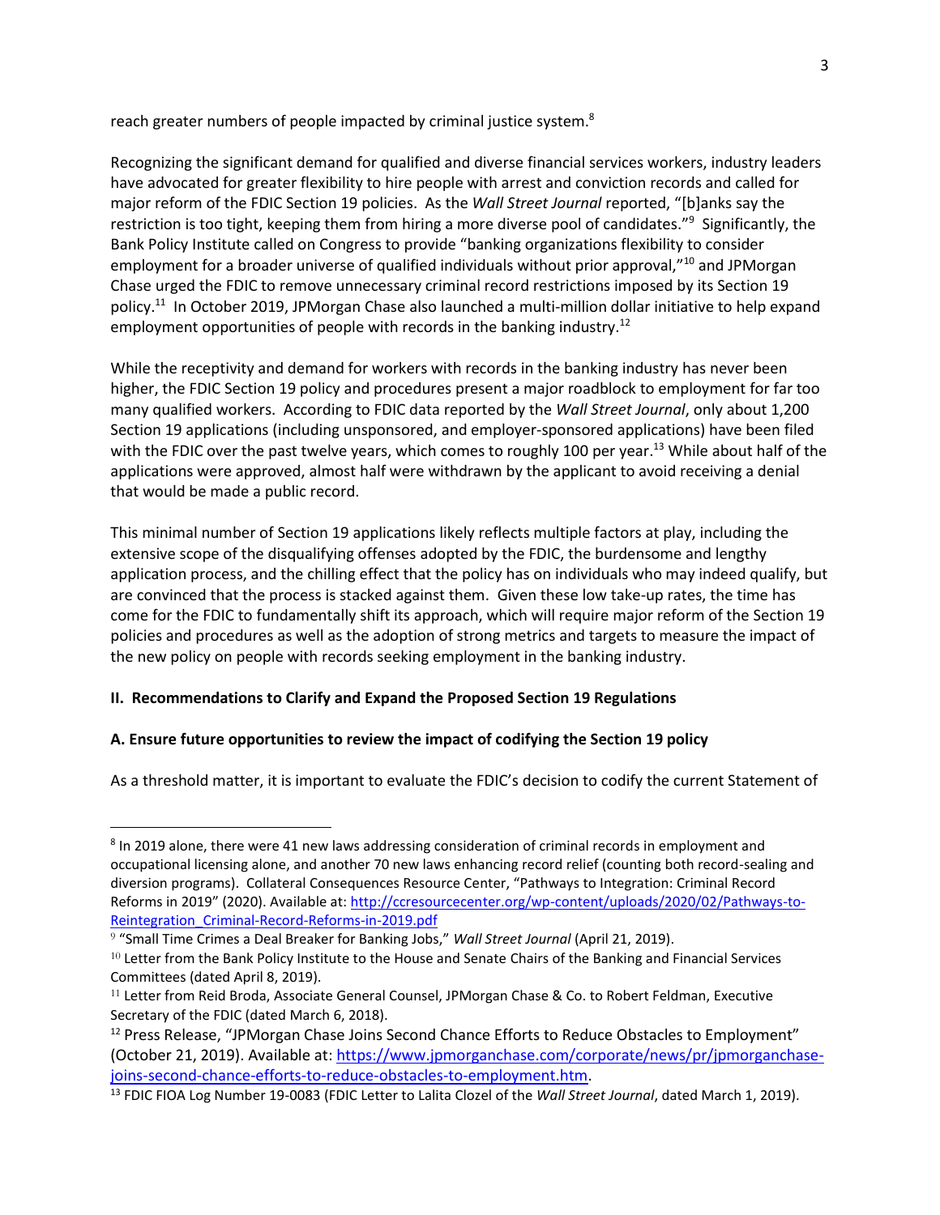reach greater numbers of people impacted by criminal justice system.[8]

Recognizing the significant demand for qualified and diverse financial services workers, industry leaders have advocated for greater flexibility to hire people with arrest and conviction records and called for major reform of the FDIC Section 19 policies. As the *Wall Street Journal* reported, "[b]anks say the restriction is too tight, keeping them from hiring a more diverse pool of candidates."[9] Significantly, the Bank Policy Institute called on Congress to provide "banking organizations flexibility to consider employment for a broader universe of qualified individuals without prior approval,"[10] and JPMorgan Chase urged the FDIC to remove unnecessary criminal record restrictions imposed by its Section 19 policy.[11] In October 2019, JPMorgan Chase also launched a multi-million dollar initiative to help expand employment opportunities of people with records in the banking industry.[12]

While the receptivity and demand for workers with records in the banking industry has never been higher, the FDIC Section 19 policy and procedures present a major roadblock to employment for far too many qualified workers. According to FDIC data reported by the *Wall Street Journal*, only about 1,200 Section 19 applications (including unsponsored, and employer-sponsored applications) have been filed with the FDIC over the past twelve years, which comes to roughly 100 per year.[13] While about half of the applications were approved, almost half were withdrawn by the applicant to avoid receiving a denial that would be made a public record.

This minimal number of Section 19 applications likely reflects multiple factors at play, including the extensive scope of the disqualifying offenses adopted by the FDIC, the burdensome and lengthy application process, and the chilling effect that the policy has on individuals who may indeed qualify, but are convinced that the process is stacked against them. Given these low take-up rates, the time has come for the FDIC to fundamentally shift its approach, which will require major reform of the Section 19 policies and procedures as well as the adoption of strong metrics and targets to measure the impact of the new policy on people with records seeking employment in the banking industry.

## II. Recommendations to Clarify and Expand the Proposed Section 19 Regulations

### A. Ensure future opportunities to review the impact of codifying the Section 19 policy

As a threshold matter, it is important to evaluate the FDIC's decision to codify the current Statement of

---

[8] In 2019 alone, there were 41 new laws addressing consideration of criminal records in employment and occupational licensing alone, and another 70 new laws enhancing record relief (counting both record-sealing and diversion programs). Collateral Consequences Resource Center, "Pathways to Integration: Criminal Record Reforms in 2019" (2020). Available at: http://ccresourcecenter.org/wp-content/uploads/2020/02/Pathways-to-Reintegration_Criminal-Record-Reforms-in-2019.pdf

[9] "Small Time Crimes a Deal Breaker for Banking Jobs," *Wall Street Journal* (April 21, 2019).

[10] Letter from the Bank Policy Institute to the House and Senate Chairs of the Banking and Financial Services Committees (dated April 8, 2019).

[11] Letter from Reid Broda, Associate General Counsel, JPMorgan Chase & Co. to Robert Feldman, Executive Secretary of the FDIC (dated March 6, 2018).

[12] Press Release, "JPMorgan Chase Joins Second Chance Efforts to Reduce Obstacles to Employment" (October 21, 2019). Available at: https://www.jpmorganchase.com/corporate/news/pr/jpmorganchase-joins-second-chance-efforts-to-reduce-obstacles-to-employment.htm.

[13] FDIC FIOA Log Number 19-0083 (FDIC Letter to Lalita Clozel of the *Wall Street Journal*, dated March 1, 2019).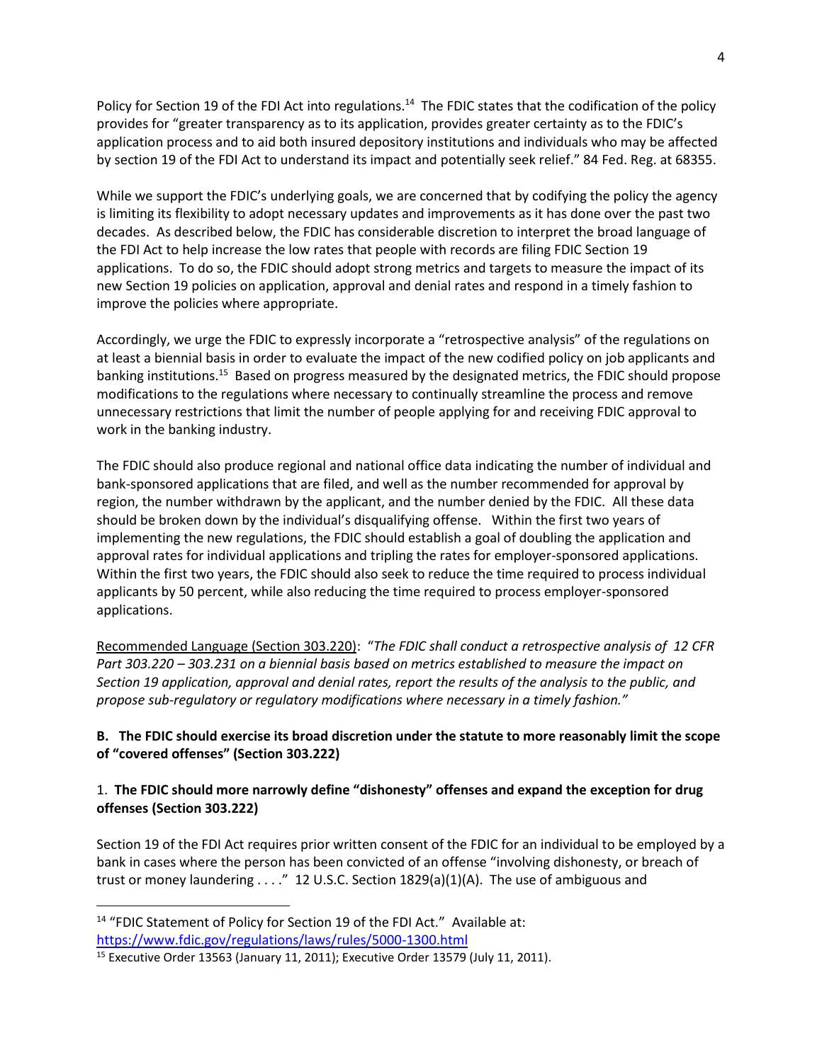Policy for Section 19 of the FDI Act into regulations.[14] The FDIC states that the codification of the policy provides for "greater transparency as to its application, provides greater certainty as to the FDIC's application process and to aid both insured depository institutions and individuals who may be affected by section 19 of the FDI Act to understand its impact and potentially seek relief." 84 Fed. Reg. at 68355.

While we support the FDIC's underlying goals, we are concerned that by codifying the policy the agency is limiting its flexibility to adopt necessary updates and improvements as it has done over the past two decades. As described below, the FDIC has considerable discretion to interpret the broad language of the FDI Act to help increase the low rates that people with records are filing FDIC Section 19 applications. To do so, the FDIC should adopt strong metrics and targets to measure the impact of its new Section 19 policies on application, approval and denial rates and respond in a timely fashion to improve the policies where appropriate.

Accordingly, we urge the FDIC to expressly incorporate a "retrospective analysis" of the regulations on at least a biennial basis in order to evaluate the impact of the new codified policy on job applicants and banking institutions.[15] Based on progress measured by the designated metrics, the FDIC should propose modifications to the regulations where necessary to continually streamline the process and remove unnecessary restrictions that limit the number of people applying for and receiving FDIC approval to work in the banking industry.

The FDIC should also produce regional and national office data indicating the number of individual and bank-sponsored applications that are filed, and well as the number recommended for approval by region, the number withdrawn by the applicant, and the number denied by the FDIC. All these data should be broken down by the individual's disqualifying offense. Within the first two years of implementing the new regulations, the FDIC should establish a goal of doubling the application and approval rates for individual applications and tripling the rates for employer-sponsored applications. Within the first two years, the FDIC should also seek to reduce the time required to process individual applicants by 50 percent, while also reducing the time required to process employer-sponsored applications.

<u>Recommended Language (Section 303.220)</u>: "*The FDIC shall conduct a retrospective analysis of 12 CFR Part 303.220 – 303.231 on a biennial basis based on metrics established to measure the impact on Section 19 application, approval and denial rates, report the results of the analysis to the public, and propose sub-regulatory or regulatory modifications where necessary in a timely fashion."*

**B. The FDIC should exercise its broad discretion under the statute to more reasonably limit the scope of "covered offenses" (Section 303.222)**

1. **The FDIC should more narrowly define "dishonesty" offenses and expand the exception for drug offenses (Section 303.222)**

Section 19 of the FDI Act requires prior written consent of the FDIC for an individual to be employed by a bank in cases where the person has been convicted of an offense "involving dishonesty, or breach of trust or money laundering . . . ." 12 U.S.C. Section 1829(a)(1)(A). The use of ambiguous and

---

[14] "FDIC Statement of Policy for Section 19 of the FDI Act." Available at: https://www.fdic.gov/regulations/laws/rules/5000-1300.html

[15] Executive Order 13563 (January 11, 2011); Executive Order 13579 (July 11, 2011).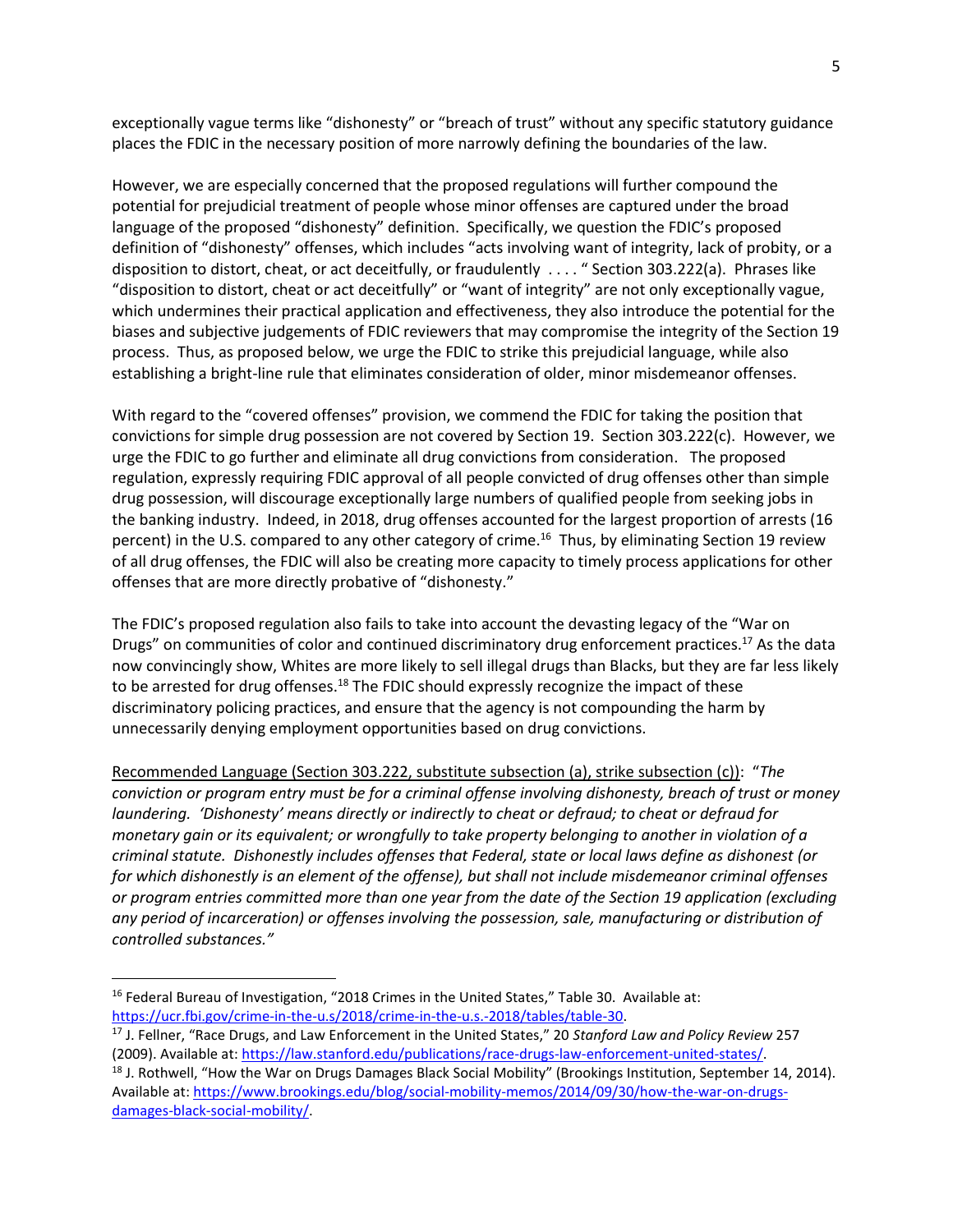exceptionally vague terms like "dishonesty" or "breach of trust" without any specific statutory guidance places the FDIC in the necessary position of more narrowly defining the boundaries of the law.

However, we are especially concerned that the proposed regulations will further compound the potential for prejudicial treatment of people whose minor offenses are captured under the broad language of the proposed "dishonesty" definition. Specifically, we question the FDIC's proposed definition of "dishonesty" offenses, which includes "acts involving want of integrity, lack of probity, or a disposition to distort, cheat, or act deceitfully, or fraudulently . . . . " Section 303.222(a). Phrases like "disposition to distort, cheat or act deceitfully" or "want of integrity" are not only exceptionally vague, which undermines their practical application and effectiveness, they also introduce the potential for the biases and subjective judgements of FDIC reviewers that may compromise the integrity of the Section 19 process. Thus, as proposed below, we urge the FDIC to strike this prejudicial language, while also establishing a bright-line rule that eliminates consideration of older, minor misdemeanor offenses.

With regard to the "covered offenses" provision, we commend the FDIC for taking the position that convictions for simple drug possession are not covered by Section 19. Section 303.222(c). However, we urge the FDIC to go further and eliminate all drug convictions from consideration. The proposed regulation, expressly requiring FDIC approval of all people convicted of drug offenses other than simple drug possession, will discourage exceptionally large numbers of qualified people from seeking jobs in the banking industry. Indeed, in 2018, drug offenses accounted for the largest proportion of arrests (16 percent) in the U.S. compared to any other category of crime.[16] Thus, by eliminating Section 19 review of all drug offenses, the FDIC will also be creating more capacity to timely process applications for other offenses that are more directly probative of "dishonesty."

The FDIC's proposed regulation also fails to take into account the devasting legacy of the "War on Drugs" on communities of color and continued discriminatory drug enforcement practices.[17] As the data now convincingly show, Whites are more likely to sell illegal drugs than Blacks, but they are far less likely to be arrested for drug offenses.[18] The FDIC should expressly recognize the impact of these discriminatory policing practices, and ensure that the agency is not compounding the harm by unnecessarily denying employment opportunities based on drug convictions.

<u>Recommended Language (Section 303.222, substitute subsection (a), strike subsection (c))</u>: "*The conviction or program entry must be for a criminal offense involving dishonesty, breach of trust or money laundering. 'Dishonesty' means directly or indirectly to cheat or defraud; to cheat or defraud for monetary gain or its equivalent; or wrongfully to take property belonging to another in violation of a criminal statute. Dishonesty includes offenses that Federal, state or local laws define as dishonest (or for which dishonestly is an element of the offense), but shall not include misdemeanor criminal offenses or program entries committed more than one year from the date of the Section 19 application (excluding any period of incarceration) or offenses involving the possession, sale, manufacturing or distribution of controlled substances.*"

---

[16] Federal Bureau of Investigation, "2018 Crimes in the United States," Table 30. Available at: https://ucr.fbi.gov/crime-in-the-u.s/2018/crime-in-the-u.s.-2018/tables/table-30.

[17] J. Fellner, "Race Drugs, and Law Enforcement in the United States," 20 *Stanford Law and Policy Review* 257 (2009). Available at: https://law.stanford.edu/publications/race-drugs-law-enforcement-united-states/.

[18] J. Rothwell, "How the War on Drugs Damages Black Social Mobility" (Brookings Institution, September 14, 2014). Available at: https://www.brookings.edu/blog/social-mobility-memos/2014/09/30/how-the-war-on-drugs-damages-black-social-mobility/.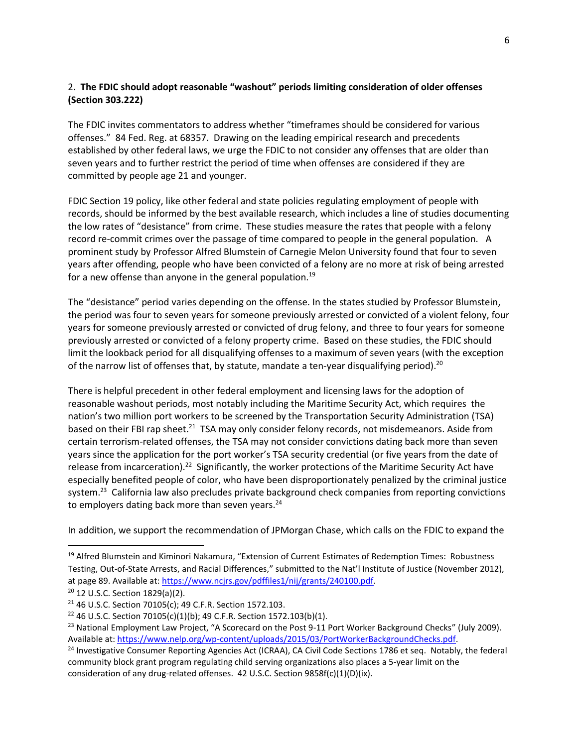2. **The FDIC should adopt reasonable "washout" periods limiting consideration of older offenses (Section 303.222)**

The FDIC invites commentators to address whether "timeframes should be considered for various offenses." 84 Fed. Reg. at 68357. Drawing on the leading empirical research and precedents established by other federal laws, we urge the FDIC to not consider any offenses that are older than seven years and to further restrict the period of time when offenses are considered if they are committed by people age 21 and younger.

FDIC Section 19 policy, like other federal and state policies regulating employment of people with records, should be informed by the best available research, which includes a line of studies documenting the low rates of "desistance" from crime. These studies measure the rates that people with a felony record re-commit crimes over the passage of time compared to people in the general population. A prominent study by Professor Alfred Blumstein of Carnegie Melon University found that four to seven years after offending, people who have been convicted of a felony are no more at risk of being arrested for a new offense than anyone in the general population.[19]

The "desistance" period varies depending on the offense. In the states studied by Professor Blumstein, the period was four to seven years for someone previously arrested or convicted of a violent felony, four years for someone previously arrested or convicted of drug felony, and three to four years for someone previously arrested or convicted of a felony property crime. Based on these studies, the FDIC should limit the lookback period for all disqualifying offenses to a maximum of seven years (with the exception of the narrow list of offenses that, by statute, mandate a ten-year disqualifying period).[20]

There is helpful precedent in other federal employment and licensing laws for the adoption of reasonable washout periods, most notably including the Maritime Security Act, which requires the nation's two million port workers to be screened by the Transportation Security Administration (TSA) based on their FBI rap sheet.[21] TSA may only consider felony records, not misdemeanors. Aside from certain terrorism-related offenses, the TSA may not consider convictions dating back more than seven years since the application for the port worker's TSA security credential (or five years from the date of release from incarceration).[22] Significantly, the worker protections of the Maritime Security Act have especially benefited people of color, who have been disproportionately penalized by the criminal justice system.[23] California law also precludes private background check companies from reporting convictions to employers dating back more than seven years.[24]

In addition, we support the recommendation of JPMorgan Chase, which calls on the FDIC to expand the

---

[19] Alfred Blumstein and Kiminori Nakamura, "Extension of Current Estimates of Redemption Times: Robustness Testing, Out-of-State Arrests, and Racial Differences," submitted to the Nat'l Institute of Justice (November 2012), at page 89. Available at: https://www.ncjrs.gov/pdffiles1/nij/grants/240100.pdf.

[20] 12 U.S.C. Section 1829(a)(2).

[21] 46 U.S.C. Section 70105(c); 49 C.F.R. Section 1572.103.

[22] 46 U.S.C. Section 70105(c)(1)(b); 49 C.F.R. Section 1572.103(b)(1).

[23] National Employment Law Project, "A Scorecard on the Post 9-11 Port Worker Background Checks" (July 2009). Available at: https://www.nelp.org/wp-content/uploads/2015/03/PortWorkerBackgroundChecks.pdf.

[24] Investigative Consumer Reporting Agencies Act (ICRAA), CA Civil Code Sections 1786 et seq. Notably, the federal community block grant program regulating child serving organizations also places a 5-year limit on the consideration of any drug-related offenses. 42 U.S.C. Section 9858f(c)(1)(D)(ix).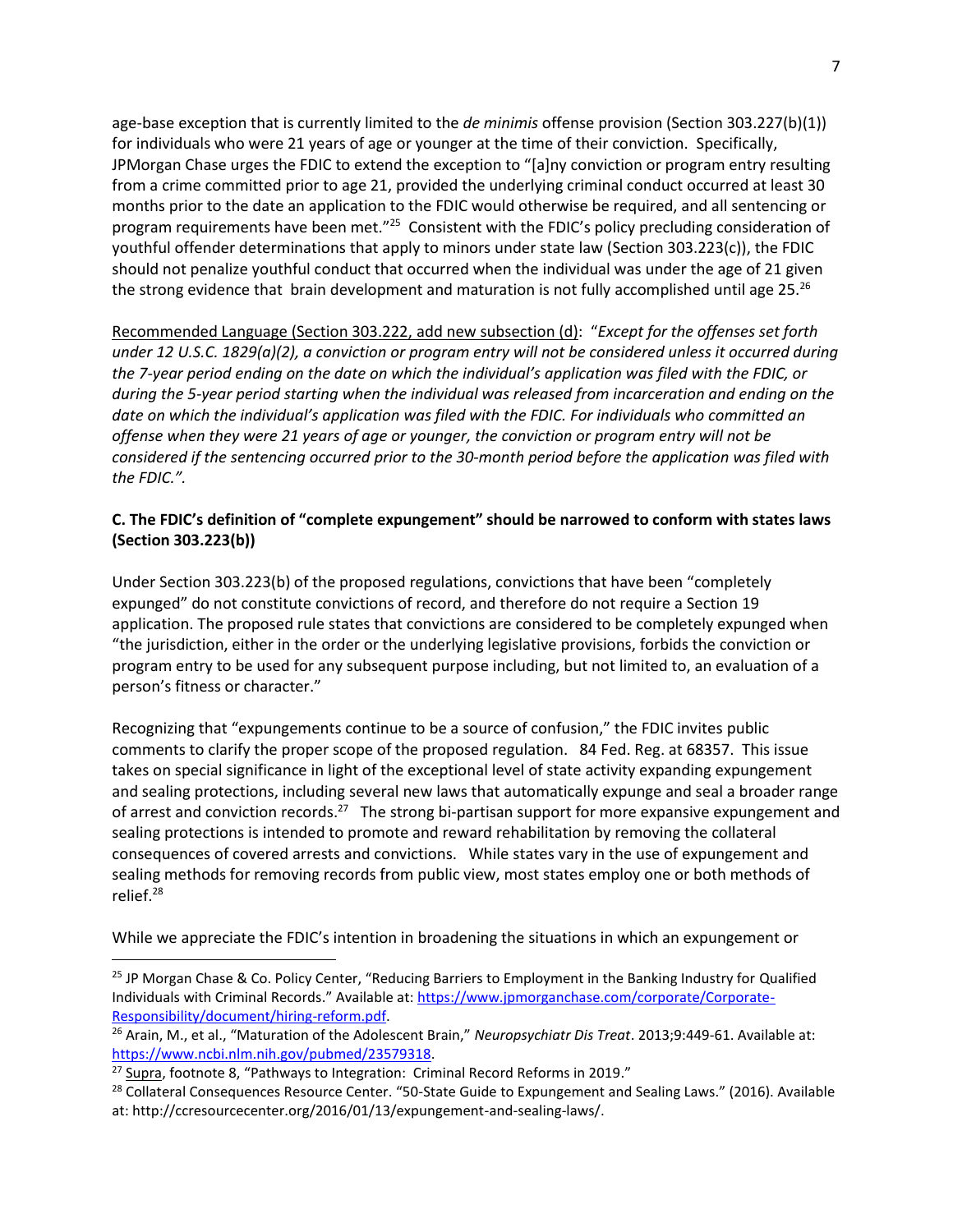age-base exception that is currently limited to the *de minimis* offense provision (Section 303.227(b)(1)) for individuals who were 21 years of age or younger at the time of their conviction. Specifically, JPMorgan Chase urges the FDIC to extend the exception to "[a]ny conviction or program entry resulting from a crime committed prior to age 21, provided the underlying criminal conduct occurred at least 30 months prior to the date an application to the FDIC would otherwise be required, and all sentencing or program requirements have been met."[25] Consistent with the FDIC's policy precluding consideration of youthful offender determinations that apply to minors under state law (Section 303.223(c)), the FDIC should not penalize youthful conduct that occurred when the individual was under the age of 21 given the strong evidence that brain development and maturation is not fully accomplished until age 25.[26]

<u>Recommended Language (Section 303.222, add new subsection (d)</u>: "*Except for the offenses set forth under 12 U.S.C. 1829(a)(2), a conviction or program entry will not be considered unless it occurred during the 7-year period ending on the date on which the individual's application was filed with the FDIC, or during the 5-year period starting when the individual was released from incarceration and ending on the date on which the individual's application was filed with the FDIC. For individuals who committed an offense when they were 21 years of age or younger, the conviction or program entry will not be considered if the sentencing occurred prior to the 30-month period before the application was filed with the FDIC.".*

**C. The FDIC's definition of "complete expungement" should be narrowed to conform with states laws (Section 303.223(b))**

Under Section 303.223(b) of the proposed regulations, convictions that have been "completely expunged" do not constitute convictions of record, and therefore do not require a Section 19 application. The proposed rule states that convictions are considered to be completely expunged when "the jurisdiction, either in the order or the underlying legislative provisions, forbids the conviction or program entry to be used for any subsequent purpose including, but not limited to, an evaluation of a person's fitness or character."

Recognizing that "expungements continue to be a source of confusion," the FDIC invites public comments to clarify the proper scope of the proposed regulation. 84 Fed. Reg. at 68357. This issue takes on special significance in light of the exceptional level of state activity expanding expungement and sealing protections, including several new laws that automatically expunge and seal a broader range of arrest and conviction records.[27] The strong bi-partisan support for more expansive expungement and sealing protections is intended to promote and reward rehabilitation by removing the collateral consequences of covered arrests and convictions. While states vary in the use of expungement and sealing methods for removing records from public view, most states employ one or both methods of relief.[28]

While we appreciate the FDIC's intention in broadening the situations in which an expungement or

---

[25] JP Morgan Chase & Co. Policy Center, "Reducing Barriers to Employment in the Banking Industry for Qualified Individuals with Criminal Records." Available at: https://www.jpmorganchase.com/corporate/Corporate-Responsibility/document/hiring-reform.pdf.

[26] Arain, M., et al., "Maturation of the Adolescent Brain," *Neuropsychiatr Dis Treat*. 2013;9:449-61. Available at: https://www.ncbi.nlm.nih.gov/pubmed/23579318.

[27] <u>Supra</u>, footnote 8, "Pathways to Integration: Criminal Record Reforms in 2019."

[28] Collateral Consequences Resource Center. "50-State Guide to Expungement and Sealing Laws." (2016). Available at: http://ccresourcecenter.org/2016/01/13/expungement-and-sealing-laws/.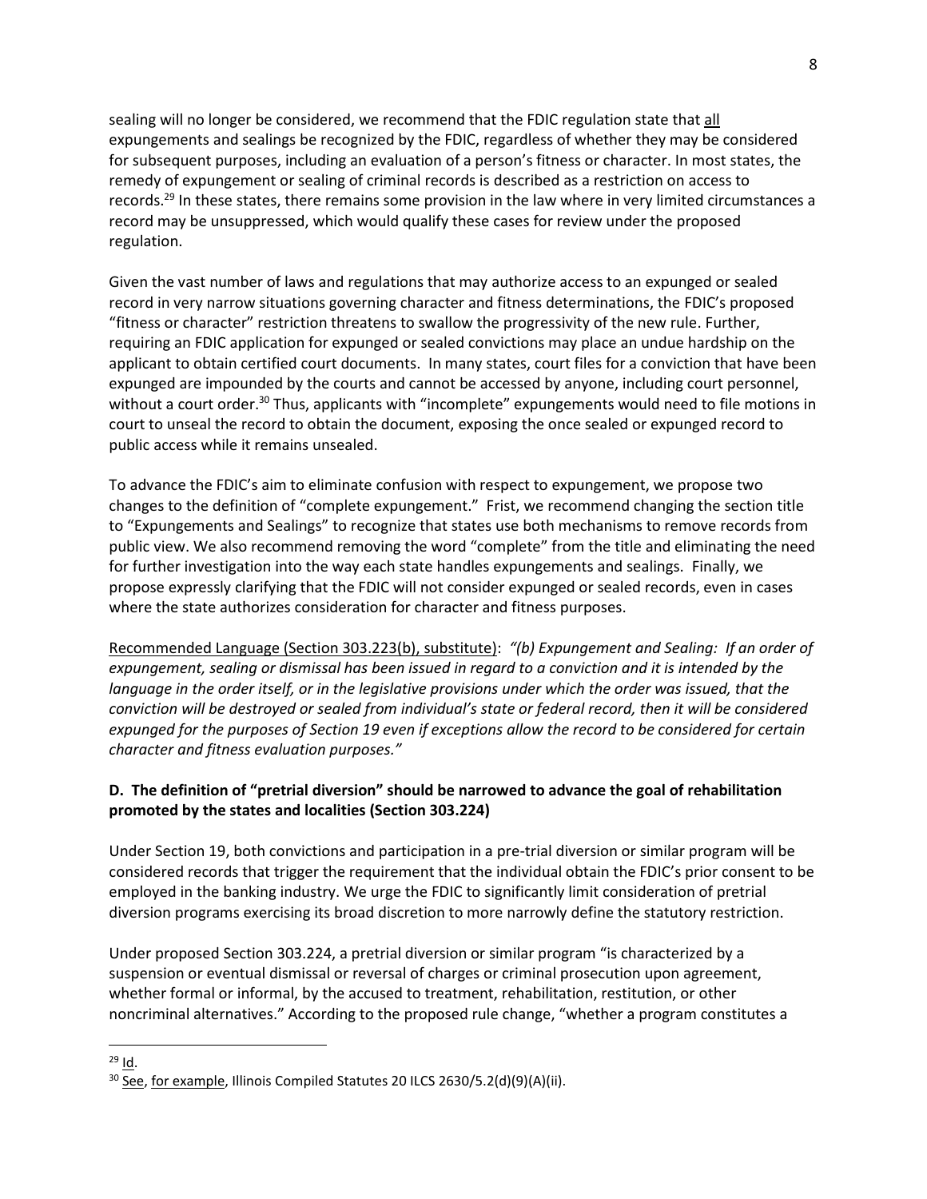sealing will no longer be considered, we recommend that the FDIC regulation state that all expungements and sealings be recognized by the FDIC, regardless of whether they may be considered for subsequent purposes, including an evaluation of a person's fitness or character. In most states, the remedy of expungement or sealing of criminal records is described as a restriction on access to records.[29] In these states, there remains some provision in the law where in very limited circumstances a record may be unsuppressed, which would qualify these cases for review under the proposed regulation.

Given the vast number of laws and regulations that may authorize access to an expunged or sealed record in very narrow situations governing character and fitness determinations, the FDIC's proposed "fitness or character" restriction threatens to swallow the progressivity of the new rule. Further, requiring an FDIC application for expunged or sealed convictions may place an undue hardship on the applicant to obtain certified court documents. In many states, court files for a conviction that have been expunged are impounded by the courts and cannot be accessed by anyone, including court personnel, without a court order.[30] Thus, applicants with "incomplete" expungements would need to file motions in court to unseal the record to obtain the document, exposing the once sealed or expunged record to public access while it remains unsealed.

To advance the FDIC's aim to eliminate confusion with respect to expungement, we propose two changes to the definition of "complete expungement." Frist, we recommend changing the section title to "Expungements and Sealings" to recognize that states use both mechanisms to remove records from public view. We also recommend removing the word "complete" from the title and eliminating the need for further investigation into the way each state handles expungements and sealings. Finally, we propose expressly clarifying that the FDIC will not consider expunged or sealed records, even in cases where the state authorizes consideration for character and fitness purposes.

Recommended Language (Section 303.223(b), substitute): *"(b) Expungement and Sealing: If an order of expungement, sealing or dismissal has been issued in regard to a conviction and it is intended by the language in the order itself, or in the legislative provisions under which the order was issued, that the conviction will be destroyed or sealed from individual's state or federal record, then it will be considered expunged for the purposes of Section 19 even if exceptions allow the record to be considered for certain character and fitness evaluation purposes."*

**D. The definition of "pretrial diversion" should be narrowed to advance the goal of rehabilitation promoted by the states and localities (Section 303.224)**

Under Section 19, both convictions and participation in a pre-trial diversion or similar program will be considered records that trigger the requirement that the individual obtain the FDIC's prior consent to be employed in the banking industry. We urge the FDIC to significantly limit consideration of pretrial diversion programs exercising its broad discretion to more narrowly define the statutory restriction.

Under proposed Section 303.224, a pretrial diversion or similar program "is characterized by a suspension or eventual dismissal or reversal of charges or criminal prosecution upon agreement, whether formal or informal, by the accused to treatment, rehabilitation, restitution, or other noncriminal alternatives." According to the proposed rule change, "whether a program constitutes a

---

[29] Id.

[30] See, for example, Illinois Compiled Statutes 20 ILCS 2630/5.2(d)(9)(A)(ii).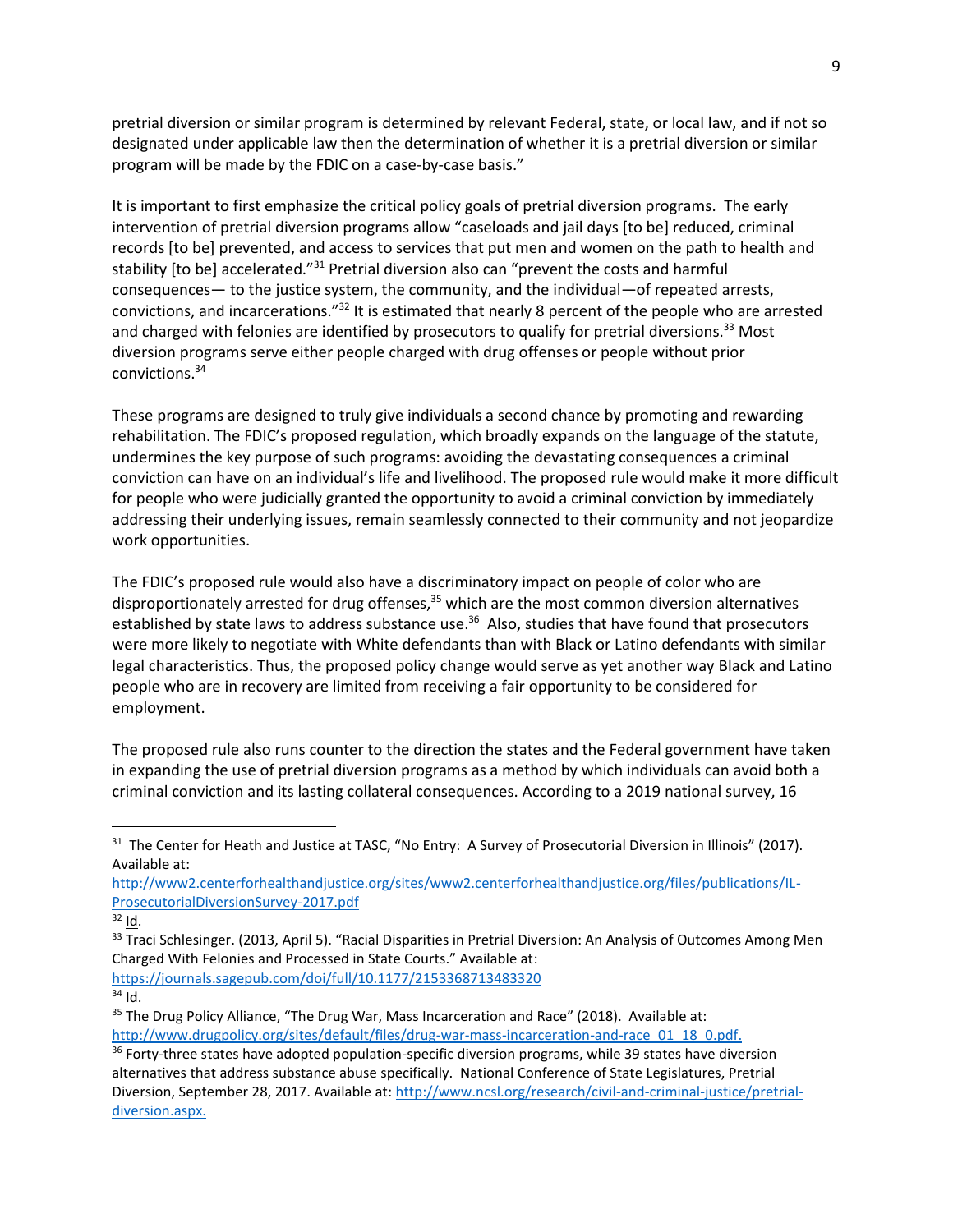pretrial diversion or similar program is determined by relevant Federal, state, or local law, and if not so designated under applicable law then the determination of whether it is a pretrial diversion or similar program will be made by the FDIC on a case-by-case basis."

It is important to first emphasize the critical policy goals of pretrial diversion programs. The early intervention of pretrial diversion programs allow "caseloads and jail days [to be] reduced, criminal records [to be] prevented, and access to services that put men and women on the path to health and stability [to be] accelerated."[31] Pretrial diversion also can "prevent the costs and harmful consequences— to the justice system, the community, and the individual—of repeated arrests, convictions, and incarcerations."[32] It is estimated that nearly 8 percent of the people who are arrested and charged with felonies are identified by prosecutors to qualify for pretrial diversions.[33] Most diversion programs serve either people charged with drug offenses or people without prior convictions.[34]

These programs are designed to truly give individuals a second chance by promoting and rewarding rehabilitation. The FDIC's proposed regulation, which broadly expands on the language of the statute, undermines the key purpose of such programs: avoiding the devastating consequences a criminal conviction can have on an individual's life and livelihood. The proposed rule would make it more difficult for people who were judicially granted the opportunity to avoid a criminal conviction by immediately addressing their underlying issues, remain seamlessly connected to their community and not jeopardize work opportunities.

The FDIC's proposed rule would also have a discriminatory impact on people of color who are disproportionately arrested for drug offenses,[35] which are the most common diversion alternatives established by state laws to address substance use.[36] Also, studies that have found that prosecutors were more likely to negotiate with White defendants than with Black or Latino defendants with similar legal characteristics. Thus, the proposed policy change would serve as yet another way Black and Latino people who are in recovery are limited from receiving a fair opportunity to be considered for employment.

The proposed rule also runs counter to the direction the states and the Federal government have taken in expanding the use of pretrial diversion programs as a method by which individuals can avoid both a criminal conviction and its lasting collateral consequences. According to a 2019 national survey, 16

---

[31] The Center for Heath and Justice at TASC, "No Entry: A Survey of Prosecutorial Diversion in Illinois" (2017). Available at: http://www2.centerforhealthandjustice.org/sites/www2.centerforhealthandjustice.org/files/publications/IL-ProsecutorialDiversionSurvey-2017.pdf

[32] Id.

[33] Traci Schlesinger. (2013, April 5). "Racial Disparities in Pretrial Diversion: An Analysis of Outcomes Among Men Charged With Felonies and Processed in State Courts." Available at: https://journals.sagepub.com/doi/full/10.1177/2153368713483320

[34] Id.

[35] The Drug Policy Alliance, "The Drug War, Mass Incarceration and Race" (2018). Available at: http://www.drugpolicy.org/sites/default/files/drug-war-mass-incarceration-and-race_01_18_0.pdf.

[36] Forty-three states have adopted population-specific diversion programs, while 39 states have diversion alternatives that address substance abuse specifically. National Conference of State Legislatures, Pretrial Diversion, September 28, 2017. Available at: http://www.ncsl.org/research/civil-and-criminal-justice/pretrial-diversion.aspx.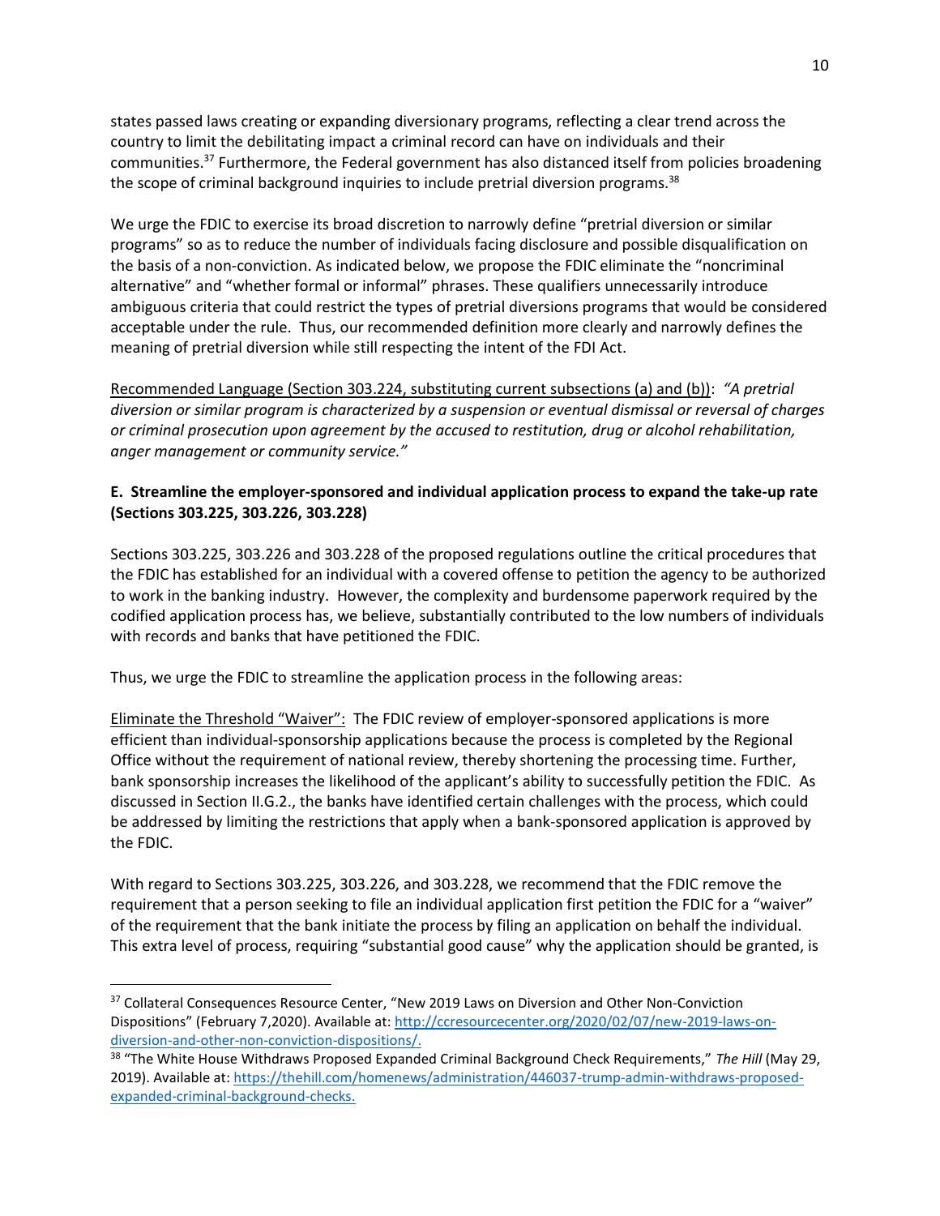states passed laws creating or expanding diversionary programs, reflecting a clear trend across the country to limit the debilitating impact a criminal record can have on individuals and their communities.[37] Furthermore, the Federal government has also distanced itself from policies broadening the scope of criminal background inquiries to include pretrial diversion programs.[38]

We urge the FDIC to exercise its broad discretion to narrowly define "pretrial diversion or similar programs" so as to reduce the number of individuals facing disclosure and possible disqualification on the basis of a non-conviction. As indicated below, we propose the FDIC eliminate the "noncriminal alternative" and "whether formal or informal" phrases. These qualifiers unnecessarily introduce ambiguous criteria that could restrict the types of pretrial diversions programs that would be considered acceptable under the rule. Thus, our recommended definition more clearly and narrowly defines the meaning of pretrial diversion while still respecting the intent of the FDI Act.

<u>Recommended Language (Section 303.224, substituting current subsections (a) and (b))</u>: *"A pretrial diversion or similar program is characterized by a suspension or eventual dismissal or reversal of charges or criminal prosecution upon agreement by the accused to restitution, drug or alcohol rehabilitation, anger management or community service."*

**E. Streamline the employer-sponsored and individual application process to expand the take-up rate (Sections 303.225, 303.226, 303.228)**

Sections 303.225, 303.226 and 303.228 of the proposed regulations outline the critical procedures that the FDIC has established for an individual with a covered offense to petition the agency to be authorized to work in the banking industry. However, the complexity and burdensome paperwork required by the codified application process has, we believe, substantially contributed to the low numbers of individuals with records and banks that have petitioned the FDIC.

Thus, we urge the FDIC to streamline the application process in the following areas:

<u>Eliminate the Threshold "Waiver"</u>: The FDIC review of employer-sponsored applications is more efficient than individual-sponsorship applications because the process is completed by the Regional Office without the requirement of national review, thereby shortening the processing time. Further, bank sponsorship increases the likelihood of the applicant's ability to successfully petition the FDIC. As discussed in Section II.G.2., the banks have identified certain challenges with the process, which could be addressed by limiting the restrictions that apply when a bank-sponsored application is approved by the FDIC.

With regard to Sections 303.225, 303.226, and 303.228, we recommend that the FDIC remove the requirement that a person seeking to file an individual application first petition the FDIC for a "waiver" of the requirement that the bank initiate the process by filing an application on behalf the individual. This extra level of process, requiring "substantial good cause" why the application should be granted, is

---

[37] Collateral Consequences Resource Center, "New 2019 Laws on Diversion and Other Non-Conviction Dispositions" (February 7,2020). Available at: http://ccresourcecenter.org/2020/02/07/new-2019-laws-on-diversion-and-other-non-conviction-dispositions/.

[38] "The White House Withdraws Proposed Expanded Criminal Background Check Requirements," *The Hill* (May 29, 2019). Available at: https://thehill.com/homenews/administration/446037-trump-admin-withdraws-proposed-expanded-criminal-background-checks.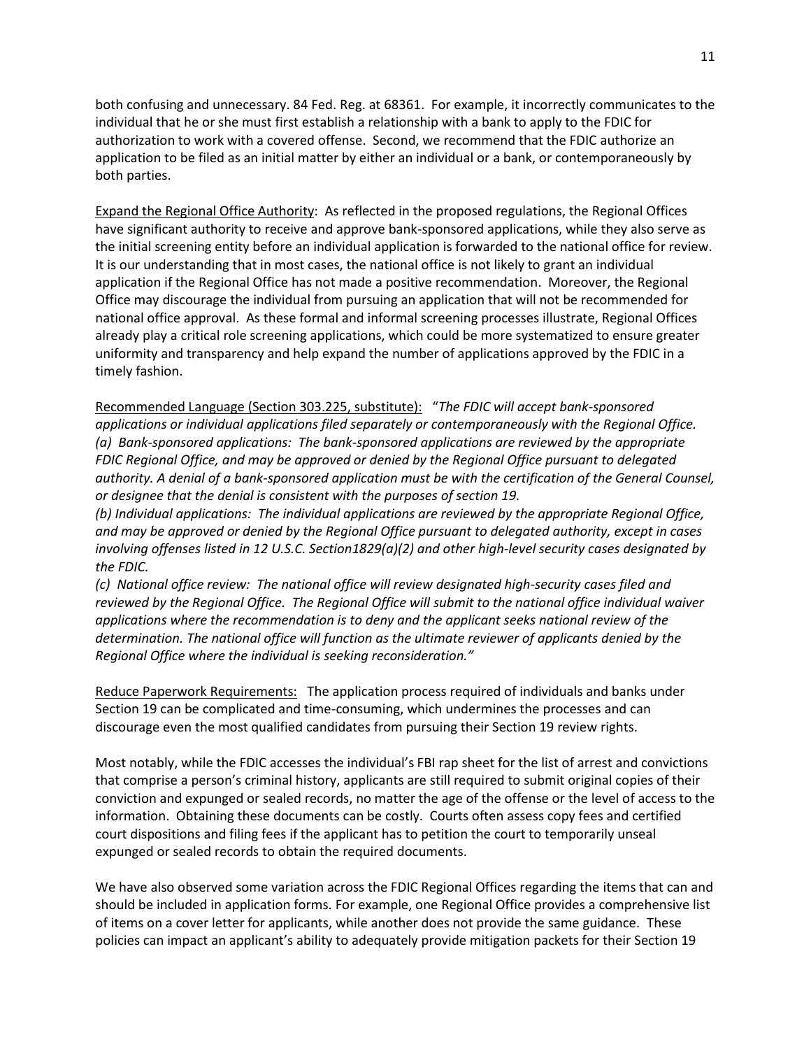both confusing and unnecessary. 84 Fed. Reg. at 68361. For example, it incorrectly communicates to the individual that he or she must first establish a relationship with a bank to apply to the FDIC for authorization to work with a covered offense. Second, we recommend that the FDIC authorize an application to be filed as an initial matter by either an individual or a bank, or contemporaneously by both parties.

<u>Expand the Regional Office Authority</u>: As reflected in the proposed regulations, the Regional Offices have significant authority to receive and approve bank-sponsored applications, while they also serve as the initial screening entity before an individual application is forwarded to the national office for review. It is our understanding that in most cases, the national office is not likely to grant an individual application if the Regional Office has not made a positive recommendation. Moreover, the Regional Office may discourage the individual from pursuing an application that will not be recommended for national office approval. As these formal and informal screening processes illustrate, Regional Offices already play a critical role screening applications, which could be more systematized to ensure greater uniformity and transparency and help expand the number of applications approved by the FDIC in a timely fashion.

<u>Recommended Language (Section 303.225, substitute):</u> "*The FDIC will accept bank-sponsored applications or individual applications filed separately or contemporaneously with the Regional Office.*
*(a) Bank-sponsored applications: The bank-sponsored applications are reviewed by the appropriate FDIC Regional Office, and may be approved or denied by the Regional Office pursuant to delegated authority. A denial of a bank-sponsored application must be with the certification of the General Counsel, or designee that the denial is consistent with the purposes of section 19.*
*(b) Individual applications: The individual applications are reviewed by the appropriate Regional Office, and may be approved or denied by the Regional Office pursuant to delegated authority, except in cases involving offenses listed in 12 U.S.C. Section1829(a)(2) and other high-level security cases designated by the FDIC.*
*(c) National office review: The national office will review designated high-security cases filed and reviewed by the Regional Office. The Regional Office will submit to the national office individual waiver applications where the recommendation is to deny and the applicant seeks national review of the determination. The national office will function as the ultimate reviewer of applicants denied by the Regional Office where the individual is seeking reconsideration.*"

<u>Reduce Paperwork Requirements:</u> The application process required of individuals and banks under Section 19 can be complicated and time-consuming, which undermines the processes and can discourage even the most qualified candidates from pursuing their Section 19 review rights.

Most notably, while the FDIC accesses the individual's FBI rap sheet for the list of arrest and convictions that comprise a person's criminal history, applicants are still required to submit original copies of their conviction and expunged or sealed records, no matter the age of the offense or the level of access to the information. Obtaining these documents can be costly. Courts often assess copy fees and certified court dispositions and filing fees if the applicant has to petition the court to temporarily unseal expunged or sealed records to obtain the required documents.

We have also observed some variation across the FDIC Regional Offices regarding the items that can and should be included in application forms. For example, one Regional Office provides a comprehensive list of items on a cover letter for applicants, while another does not provide the same guidance. These policies can impact an applicant's ability to adequately provide mitigation packets for their Section 19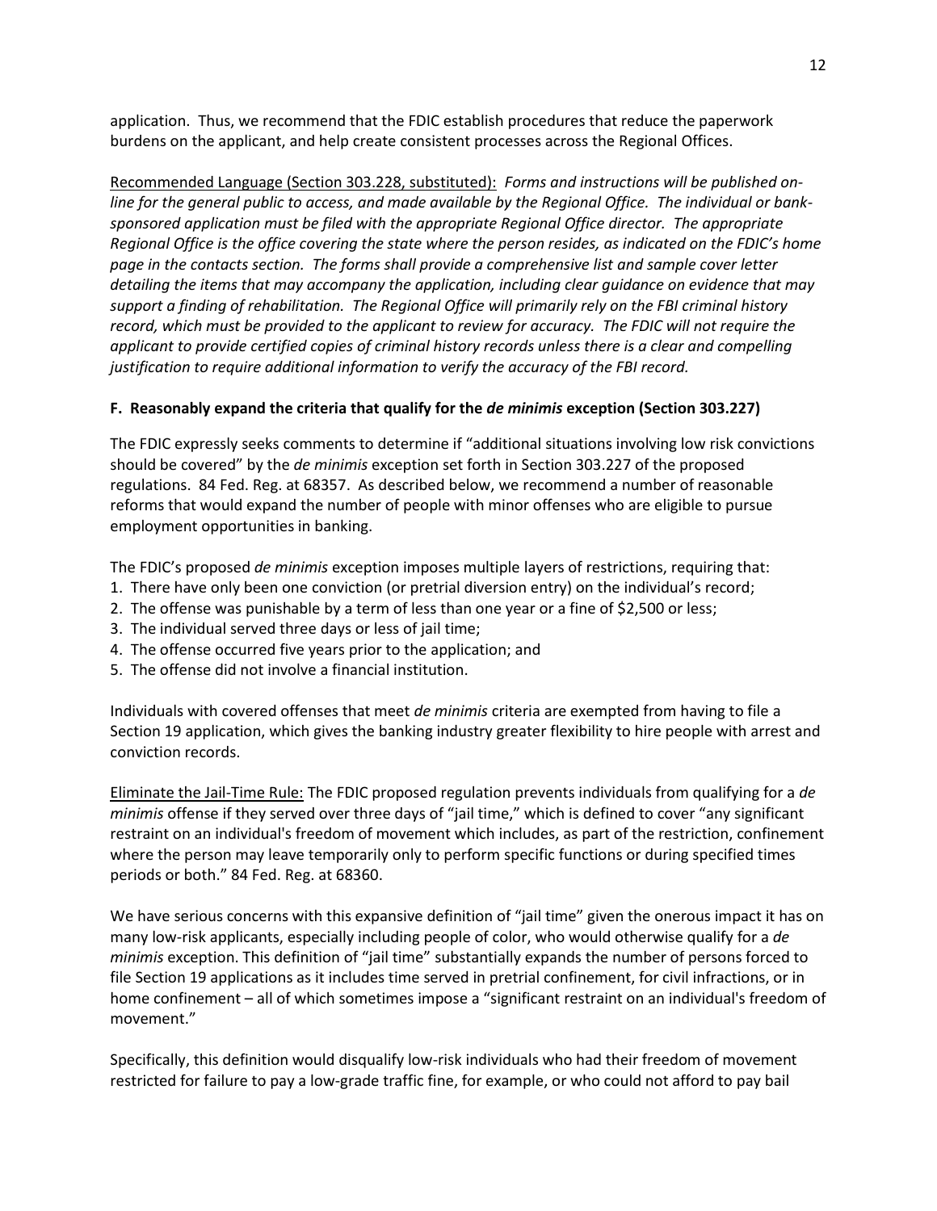application. Thus, we recommend that the FDIC establish procedures that reduce the paperwork burdens on the applicant, and help create consistent processes across the Regional Offices.

Recommended Language (Section 303.228, substituted): *Forms and instructions will be published on-line for the general public to access, and made available by the Regional Office. The individual or bank-sponsored application must be filed with the appropriate Regional Office director. The appropriate Regional Office is the office covering the state where the person resides, as indicated on the FDIC's home page in the contacts section. The forms shall provide a comprehensive list and sample cover letter detailing the items that may accompany the application, including clear guidance on evidence that may support a finding of rehabilitation. The Regional Office will primarily rely on the FBI criminal history record, which must be provided to the applicant to review for accuracy. The FDIC will not require the applicant to provide certified copies of criminal history records unless there is a clear and compelling justification to require additional information to verify the accuracy of the FBI record.*

**F. Reasonably expand the criteria that qualify for the *de minimis* exception (Section 303.227)**

The FDIC expressly seeks comments to determine if "additional situations involving low risk convictions should be covered" by the *de minimis* exception set forth in Section 303.227 of the proposed regulations. 84 Fed. Reg. at 68357. As described below, we recommend a number of reasonable reforms that would expand the number of people with minor offenses who are eligible to pursue employment opportunities in banking.

The FDIC's proposed *de minimis* exception imposes multiple layers of restrictions, requiring that:

1. There have only been one conviction (or pretrial diversion entry) on the individual's record;
2. The offense was punishable by a term of less than one year or a fine of $2,500 or less;
3. The individual served three days or less of jail time;
4. The offense occurred five years prior to the application; and
5. The offense did not involve a financial institution.

Individuals with covered offenses that meet *de minimis* criteria are exempted from having to file a Section 19 application, which gives the banking industry greater flexibility to hire people with arrest and conviction records.

Eliminate the Jail-Time Rule: The FDIC proposed regulation prevents individuals from qualifying for a *de minimis* offense if they served over three days of "jail time," which is defined to cover "any significant restraint on an individual's freedom of movement which includes, as part of the restriction, confinement where the person may leave temporarily only to perform specific functions or during specified times periods or both." 84 Fed. Reg. at 68360.

We have serious concerns with this expansive definition of "jail time" given the onerous impact it has on many low-risk applicants, especially including people of color, who would otherwise qualify for a *de minimis* exception. This definition of "jail time" substantially expands the number of persons forced to file Section 19 applications as it includes time served in pretrial confinement, for civil infractions, or in home confinement – all of which sometimes impose a "significant restraint on an individual's freedom of movement."

Specifically, this definition would disqualify low-risk individuals who had their freedom of movement restricted for failure to pay a low-grade traffic fine, for example, or who could not afford to pay bail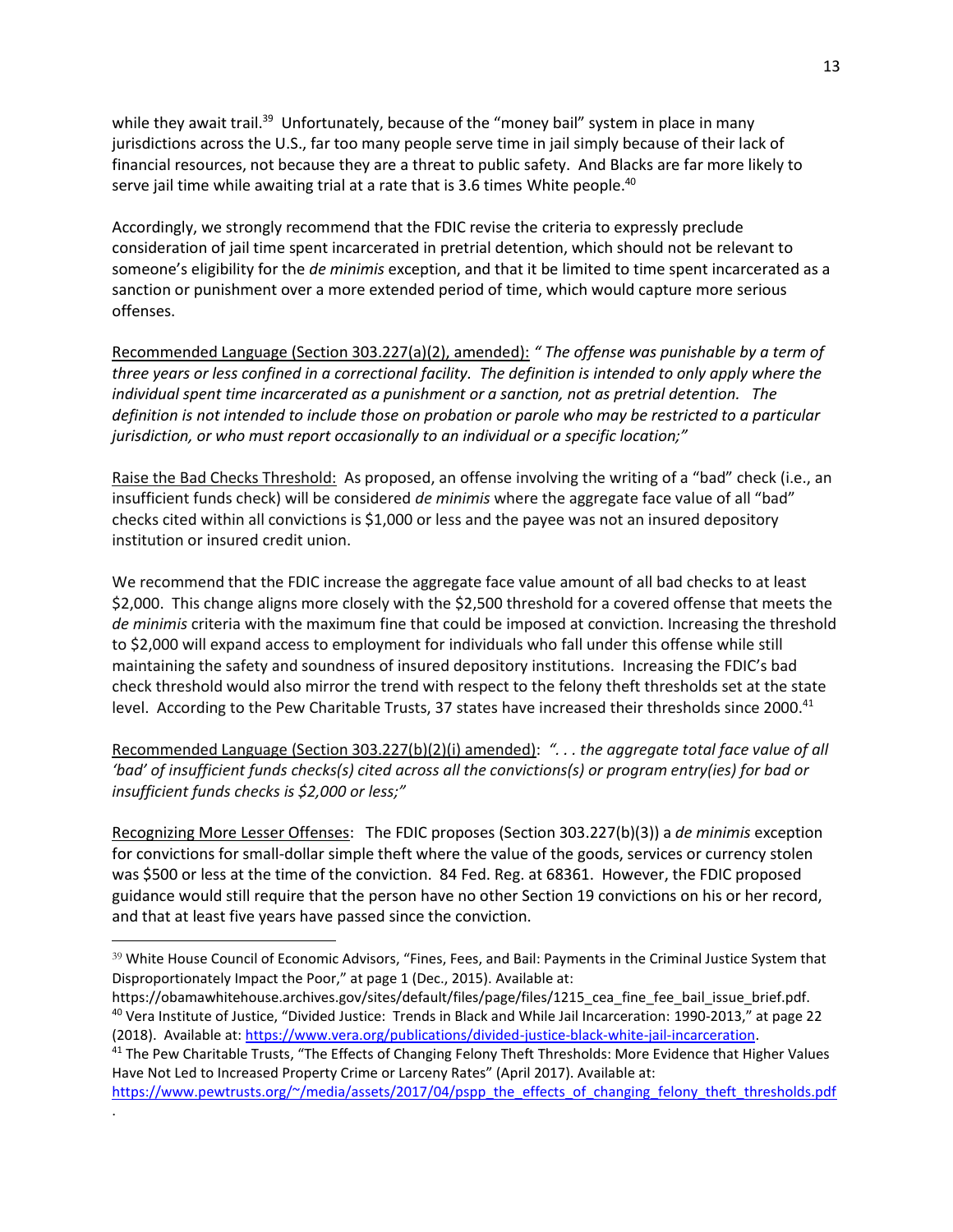while they await trail.[39] Unfortunately, because of the "money bail" system in place in many jurisdictions across the U.S., far too many people serve time in jail simply because of their lack of financial resources, not because they are a threat to public safety. And Blacks are far more likely to serve jail time while awaiting trial at a rate that is 3.6 times White people.[40]

Accordingly, we strongly recommend that the FDIC revise the criteria to expressly preclude consideration of jail time spent incarcerated in pretrial detention, which should not be relevant to someone's eligibility for the *de minimis* exception, and that it be limited to time spent incarcerated as a sanction or punishment over a more extended period of time, which would capture more serious offenses.

Recommended Language (Section 303.227(a)(2), amended): *" The offense was punishable by a term of three years or less confined in a correctional facility. The definition is intended to only apply where the individual spent time incarcerated as a punishment or a sanction, not as pretrial detention. The definition is not intended to include those on probation or parole who may be restricted to a particular jurisdiction, or who must report occasionally to an individual or a specific location;"*

Raise the Bad Checks Threshold: As proposed, an offense involving the writing of a "bad" check (i.e., an insufficient funds check) will be considered *de minimis* where the aggregate face value of all "bad" checks cited within all convictions is $1,000 or less and the payee was not an insured depository institution or insured credit union.

We recommend that the FDIC increase the aggregate face value amount of all bad checks to at least $2,000. This change aligns more closely with the $2,500 threshold for a covered offense that meets the *de minimis* criteria with the maximum fine that could be imposed at conviction. Increasing the threshold to $2,000 will expand access to employment for individuals who fall under this offense while still maintaining the safety and soundness of insured depository institutions. Increasing the FDIC's bad check threshold would also mirror the trend with respect to the felony theft thresholds set at the state level. According to the Pew Charitable Trusts, 37 states have increased their thresholds since 2000.[41]

Recommended Language (Section 303.227(b)(2)(i) amended): *". . . the aggregate total face value of all 'bad' of insufficient funds checks(s) cited across all the convictions(s) or program entry(ies) for bad or insufficient funds checks is $2,000 or less;"*

Recognizing More Lesser Offenses: The FDIC proposes (Section 303.227(b)(3)) a *de minimis* exception for convictions for small-dollar simple theft where the value of the goods, services or currency stolen was $500 or less at the time of the conviction. 84 Fed. Reg. at 68361. However, the FDIC proposed guidance would still require that the person have no other Section 19 convictions on his or her record, and that at least five years have passed since the conviction.

---

[39] White House Council of Economic Advisors, "Fines, Fees, and Bail: Payments in the Criminal Justice System that Disproportionately Impact the Poor," at page 1 (Dec., 2015). Available at: https://obamawhitehouse.archives.gov/sites/default/files/page/files/1215_cea_fine_fee_bail_issue_brief.pdf.

[40] Vera Institute of Justice, "Divided Justice: Trends in Black and While Jail Incarceration: 1990-2013," at page 22 (2018). Available at: https://www.vera.org/publications/divided-justice-black-white-jail-incarceration.

[41] The Pew Charitable Trusts, "The Effects of Changing Felony Theft Thresholds: More Evidence that Higher Values Have Not Led to Increased Property Crime or Larceny Rates" (April 2017). Available at: https://www.pewtrusts.org/~/media/assets/2017/04/pspp_the_effects_of_changing_felony_theft_thresholds.pdf.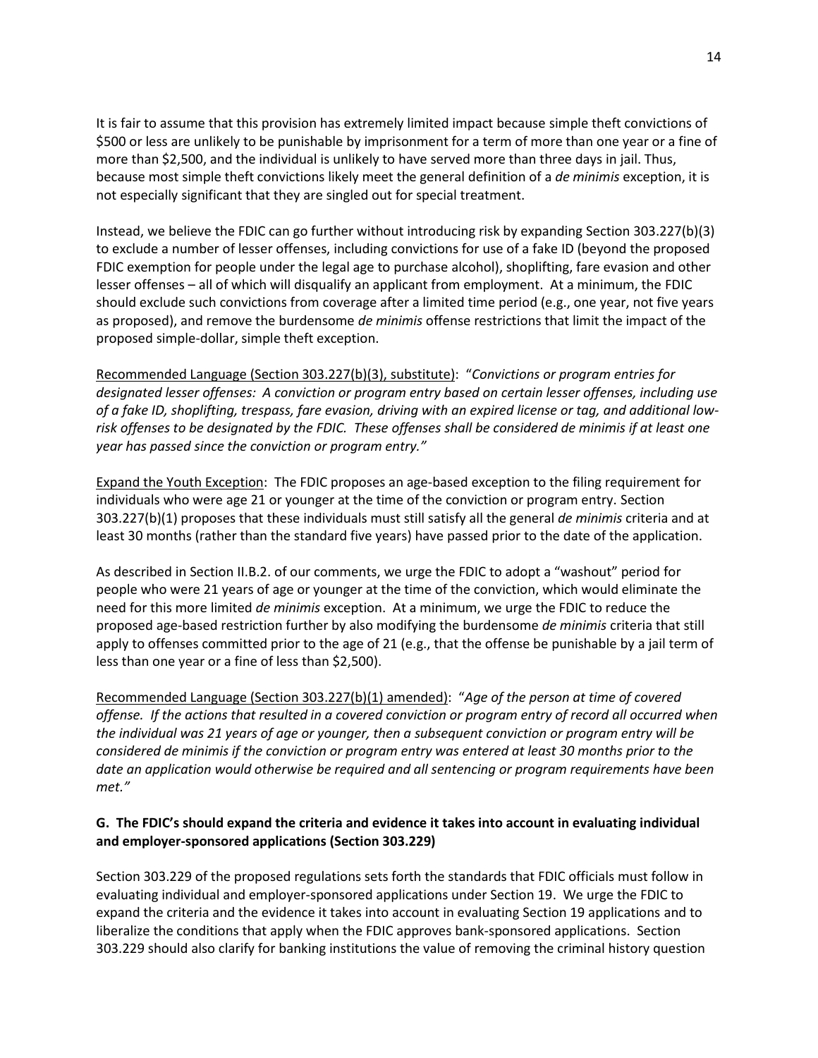It is fair to assume that this provision has extremely limited impact because simple theft convictions of $500 or less are unlikely to be punishable by imprisonment for a term of more than one year or a fine of more than $2,500, and the individual is unlikely to have served more than three days in jail. Thus, because most simple theft convictions likely meet the general definition of a *de minimis* exception, it is not especially significant that they are singled out for special treatment.

Instead, we believe the FDIC can go further without introducing risk by expanding Section 303.227(b)(3) to exclude a number of lesser offenses, including convictions for use of a fake ID (beyond the proposed FDIC exemption for people under the legal age to purchase alcohol), shoplifting, fare evasion and other lesser offenses – all of which will disqualify an applicant from employment. At a minimum, the FDIC should exclude such convictions from coverage after a limited time period (e.g., one year, not five years as proposed), and remove the burdensome *de minimis* offense restrictions that limit the impact of the proposed simple-dollar, simple theft exception.

<u>Recommended Language (Section 303.227(b)(3), substitute)</u>: "*Convictions or program entries for designated lesser offenses: A conviction or program entry based on certain lesser offenses, including use of a fake ID, shoplifting, trespass, fare evasion, driving with an expired license or tag, and additional low-risk offenses to be designated by the FDIC. These offenses shall be considered de minimis if at least one year has passed since the conviction or program entry.*"

<u>Expand the Youth Exception</u>: The FDIC proposes an age-based exception to the filing requirement for individuals who were age 21 or younger at the time of the conviction or program entry. Section 303.227(b)(1) proposes that these individuals must still satisfy all the general *de minimis* criteria and at least 30 months (rather than the standard five years) have passed prior to the date of the application.

As described in Section II.B.2. of our comments, we urge the FDIC to adopt a "washout" period for people who were 21 years of age or younger at the time of the conviction, which would eliminate the need for this more limited *de minimis* exception. At a minimum, we urge the FDIC to reduce the proposed age-based restriction further by also modifying the burdensome *de minimis* criteria that still apply to offenses committed prior to the age of 21 (e.g., that the offense be punishable by a jail term of less than one year or a fine of less than $2,500).

<u>Recommended Language (Section 303.227(b)(1) amended)</u>: "*Age of the person at time of covered offense. If the actions that resulted in a covered conviction or program entry of record all occurred when the individual was 21 years of age or younger, then a subsequent conviction or program entry will be considered de minimis if the conviction or program entry was entered at least 30 months prior to the date an application would otherwise be required and all sentencing or program requirements have been met.*"

### G. The FDIC's should expand the criteria and evidence it takes into account in evaluating individual and employer-sponsored applications (Section 303.229)

Section 303.229 of the proposed regulations sets forth the standards that FDIC officials must follow in evaluating individual and employer-sponsored applications under Section 19. We urge the FDIC to expand the criteria and the evidence it takes into account in evaluating Section 19 applications and to liberalize the conditions that apply when the FDIC approves bank-sponsored applications. Section 303.229 should also clarify for banking institutions the value of removing the criminal history question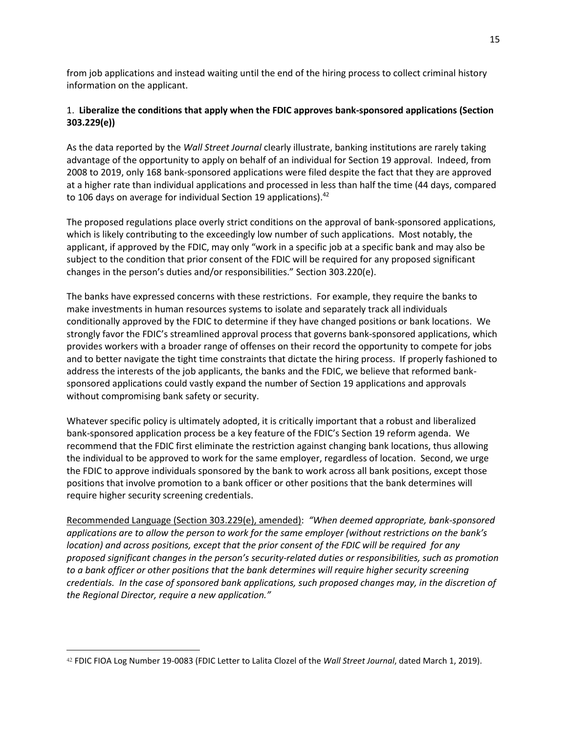from job applications and instead waiting until the end of the hiring process to collect criminal history information on the applicant.

1. **Liberalize the conditions that apply when the FDIC approves bank-sponsored applications (Section 303.229(e))**

As the data reported by the *Wall Street Journal* clearly illustrate, banking institutions are rarely taking advantage of the opportunity to apply on behalf of an individual for Section 19 approval. Indeed, from 2008 to 2019, only 168 bank-sponsored applications were filed despite the fact that they are approved at a higher rate than individual applications and processed in less than half the time (44 days, compared to 106 days on average for individual Section 19 applications).[42]

The proposed regulations place overly strict conditions on the approval of bank-sponsored applications, which is likely contributing to the exceedingly low number of such applications. Most notably, the applicant, if approved by the FDIC, may only "work in a specific job at a specific bank and may also be subject to the condition that prior consent of the FDIC will be required for any proposed significant changes in the person's duties and/or responsibilities." Section 303.220(e).

The banks have expressed concerns with these restrictions. For example, they require the banks to make investments in human resources systems to isolate and separately track all individuals conditionally approved by the FDIC to determine if they have changed positions or bank locations. We strongly favor the FDIC's streamlined approval process that governs bank-sponsored applications, which provides workers with a broader range of offenses on their record the opportunity to compete for jobs and to better navigate the tight time constraints that dictate the hiring process. If properly fashioned to address the interests of the job applicants, the banks and the FDIC, we believe that reformed bank-sponsored applications could vastly expand the number of Section 19 applications and approvals without compromising bank safety or security.

Whatever specific policy is ultimately adopted, it is critically important that a robust and liberalized bank-sponsored application process be a key feature of the FDIC's Section 19 reform agenda. We recommend that the FDIC first eliminate the restriction against changing bank locations, thus allowing the individual to be approved to work for the same employer, regardless of location. Second, we urge the FDIC to approve individuals sponsored by the bank to work across all bank positions, except those positions that involve promotion to a bank officer or other positions that the bank determines will require higher security screening credentials.

<u>Recommended Language (Section 303.229(e), amended)</u>: *"When deemed appropriate, bank-sponsored applications are to allow the person to work for the same employer (without restrictions on the bank's location) and across positions, except that the prior consent of the FDIC will be required for any proposed significant changes in the person's security-related duties or responsibilities, such as promotion to a bank officer or other positions that the bank determines will require higher security screening credentials. In the case of sponsored bank applications, such proposed changes may, in the discretion of the Regional Director, require a new application."*

---

[42] FDIC FIOA Log Number 19-0083 (FDIC Letter to Lalita Clozel of the *Wall Street Journal*, dated March 1, 2019).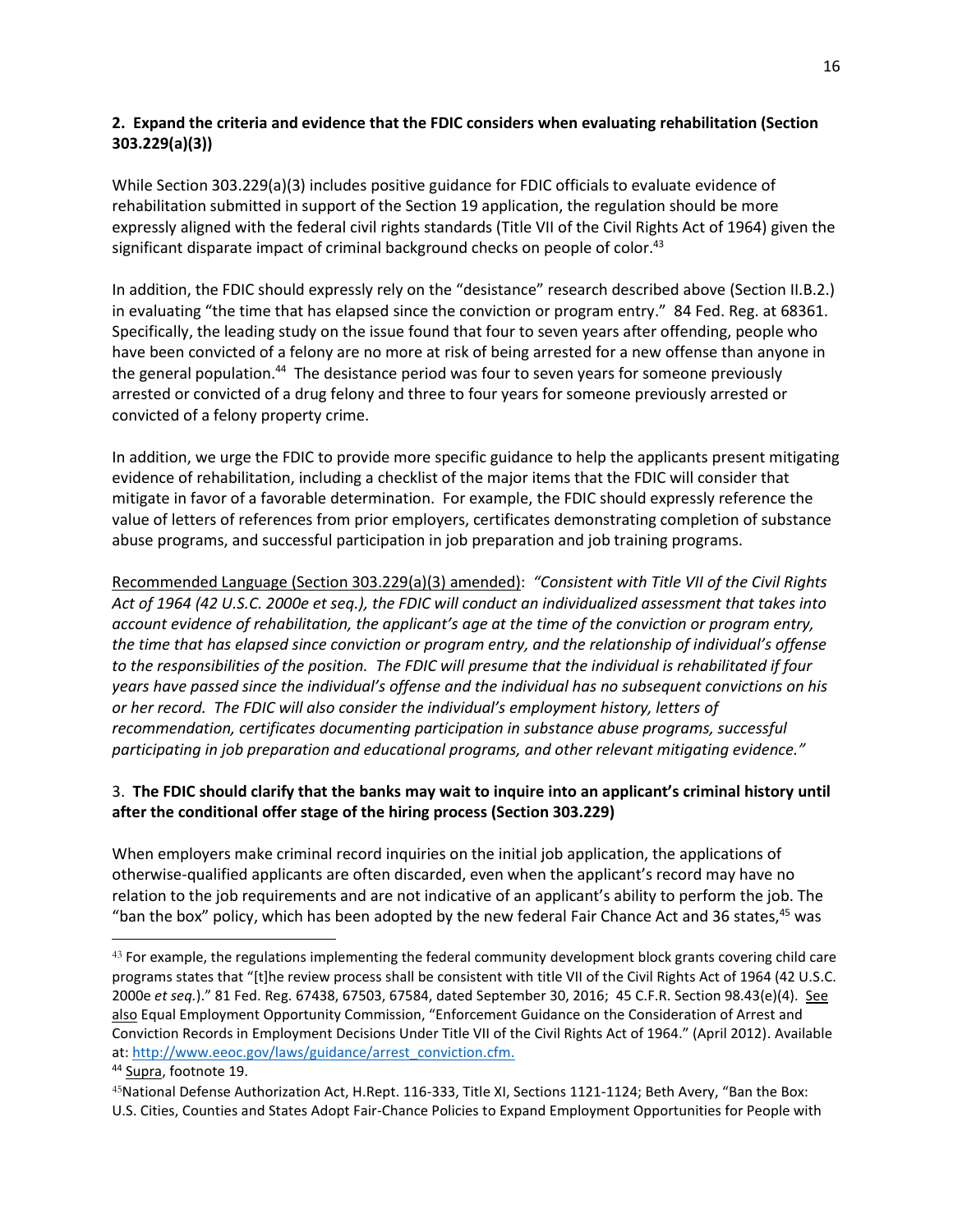**2. Expand the criteria and evidence that the FDIC considers when evaluating rehabilitation (Section 303.229(a)(3))**

While Section 303.229(a)(3) includes positive guidance for FDIC officials to evaluate evidence of rehabilitation submitted in support of the Section 19 application, the regulation should be more expressly aligned with the federal civil rights standards (Title VII of the Civil Rights Act of 1964) given the significant disparate impact of criminal background checks on people of color.[43]

In addition, the FDIC should expressly rely on the "desistance" research described above (Section II.B.2.) in evaluating "the time that has elapsed since the conviction or program entry." 84 Fed. Reg. at 68361. Specifically, the leading study on the issue found that four to seven years after offending, people who have been convicted of a felony are no more at risk of being arrested for a new offense than anyone in the general population.[44] The desistance period was four to seven years for someone previously arrested or convicted of a drug felony and three to four years for someone previously arrested or convicted of a felony property crime.

In addition, we urge the FDIC to provide more specific guidance to help the applicants present mitigating evidence of rehabilitation, including a checklist of the major items that the FDIC will consider that mitigate in favor of a favorable determination. For example, the FDIC should expressly reference the value of letters of references from prior employers, certificates demonstrating completion of substance abuse programs, and successful participation in job preparation and job training programs.

Recommended Language (Section 303.229(a)(3) amended): *"Consistent with Title VII of the Civil Rights Act of 1964 (42 U.S.C. 2000e et seq.), the FDIC will conduct an individualized assessment that takes into account evidence of rehabilitation, the applicant's age at the time of the conviction or program entry, the time that has elapsed since conviction or program entry, and the relationship of individual's offense to the responsibilities of the position. The FDIC will presume that the individual is rehabilitated if four years have passed since the individual's offense and the individual has no subsequent convictions on his or her record. The FDIC will also consider the individual's employment history, letters of recommendation, certificates documenting participation in substance abuse programs, successful participating in job preparation and educational programs, and other relevant mitigating evidence."*

3. **The FDIC should clarify that the banks may wait to inquire into an applicant's criminal history until after the conditional offer stage of the hiring process (Section 303.229)**

When employers make criminal record inquiries on the initial job application, the applications of otherwise-qualified applicants are often discarded, even when the applicant's record may have no relation to the job requirements and are not indicative of an applicant's ability to perform the job. The "ban the box" policy, which has been adopted by the new federal Fair Chance Act and 36 states,[45] was

---

[43] For example, the regulations implementing the federal community development block grants covering child care programs states that "[t]he review process shall be consistent with title VII of the Civil Rights Act of 1964 (42 U.S.C. 2000e *et seq.*)." 81 Fed. Reg. 67438, 67503, 67584, dated September 30, 2016; 45 C.F.R. Section 98.43(e)(4). See also Equal Employment Opportunity Commission, "Enforcement Guidance on the Consideration of Arrest and Conviction Records in Employment Decisions Under Title VII of the Civil Rights Act of 1964." (April 2012). Available at: http://www.eeoc.gov/laws/guidance/arrest_conviction.cfm.

[44] Supra, footnote 19.

[45] National Defense Authorization Act, H.Rept. 116-333, Title XI, Sections 1121-1124; Beth Avery, "Ban the Box: U.S. Cities, Counties and States Adopt Fair-Chance Policies to Expand Employment Opportunities for People with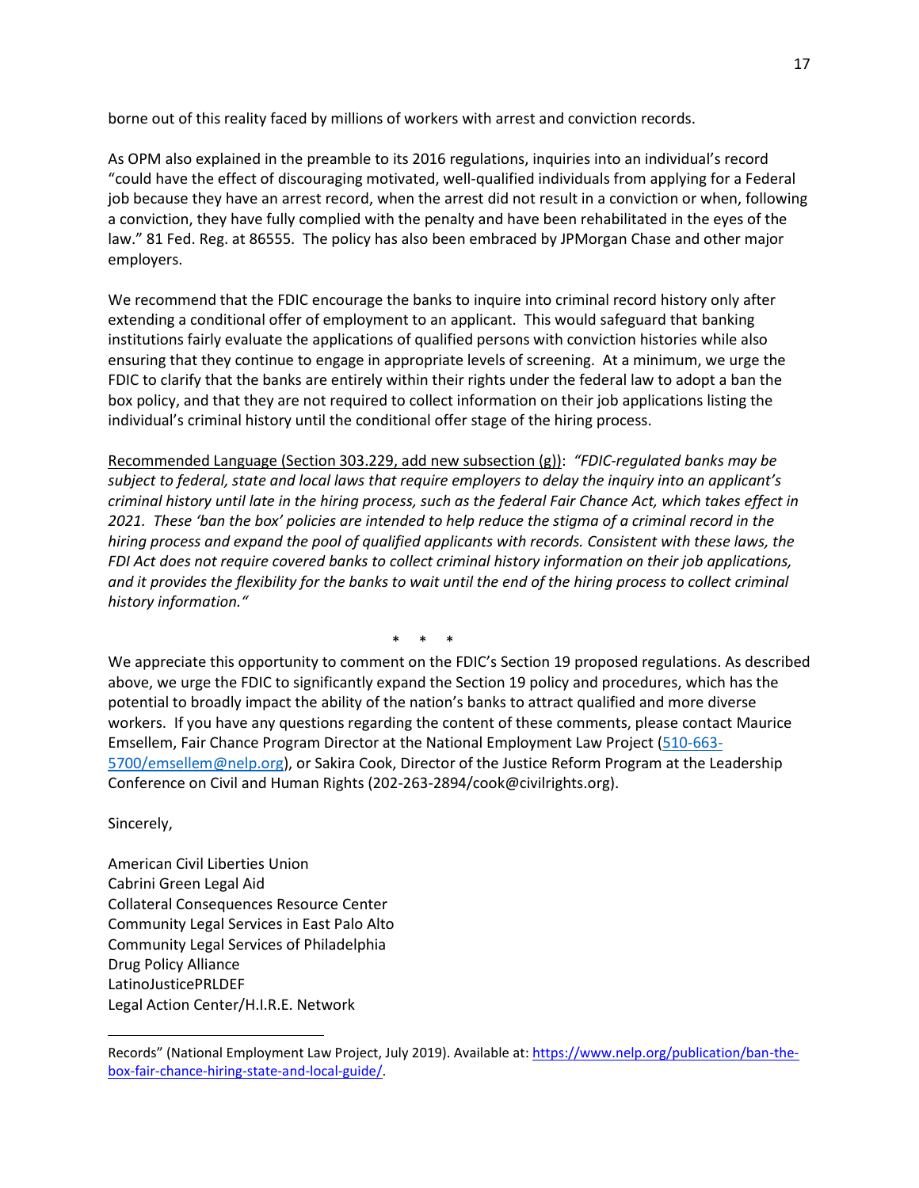borne out of this reality faced by millions of workers with arrest and conviction records.

As OPM also explained in the preamble to its 2016 regulations, inquiries into an individual's record "could have the effect of discouraging motivated, well-qualified individuals from applying for a Federal job because they have an arrest record, when the arrest did not result in a conviction or when, following a conviction, they have fully complied with the penalty and have been rehabilitated in the eyes of the law." 81 Fed. Reg. at 86555. The policy has also been embraced by JPMorgan Chase and other major employers.

We recommend that the FDIC encourage the banks to inquire into criminal record history only after extending a conditional offer of employment to an applicant. This would safeguard that banking institutions fairly evaluate the applications of qualified persons with conviction histories while also ensuring that they continue to engage in appropriate levels of screening. At a minimum, we urge the FDIC to clarify that the banks are entirely within their rights under the federal law to adopt a ban the box policy, and that they are not required to collect information on their job applications listing the individual's criminal history until the conditional offer stage of the hiring process.

<u>Recommended Language (Section 303.229, add new subsection (g))</u>: *"FDIC-regulated banks may be subject to federal, state and local laws that require employers to delay the inquiry into an applicant's criminal history until late in the hiring process, such as the federal Fair Chance Act, which takes effect in 2021. These 'ban the box' policies are intended to help reduce the stigma of a criminal record in the hiring process and expand the pool of qualified applicants with records. Consistent with these laws, the FDI Act does not require covered banks to collect criminal history information on their job applications, and it provides the flexibility for the banks to wait until the end of the hiring process to collect criminal history information."*

\* \* \*

We appreciate this opportunity to comment on the FDIC's Section 19 proposed regulations. As described above, we urge the FDIC to significantly expand the Section 19 policy and procedures, which has the potential to broadly impact the ability of the nation's banks to attract qualified and more diverse workers. If you have any questions regarding the content of these comments, please contact Maurice Emsellem, Fair Chance Program Director at the National Employment Law Project (510-663-5700/emsellem@nelp.org), or Sakira Cook, Director of the Justice Reform Program at the Leadership Conference on Civil and Human Rights (202-263-2894/cook@civilrights.org).

Sincerely,

American Civil Liberties Union
Cabrini Green Legal Aid
Collateral Consequences Resource Center
Community Legal Services in East Palo Alto
Community Legal Services of Philadelphia
Drug Policy Alliance
LatinoJusticePRLDEF
Legal Action Center/H.I.R.E. Network

---

Records" (National Employment Law Project, July 2019). Available at: https://www.nelp.org/publication/ban-the-box-fair-chance-hiring-state-and-local-guide/.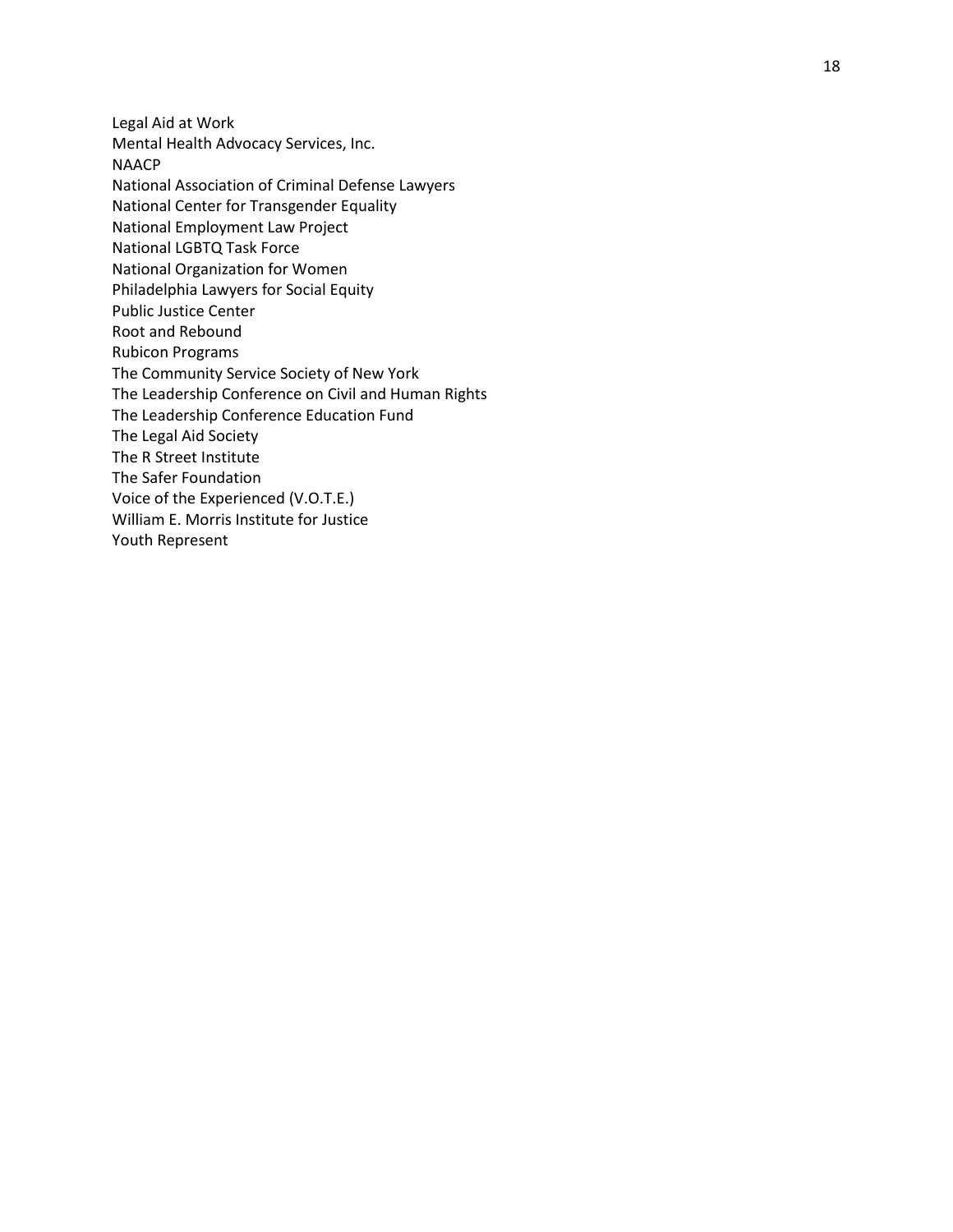Legal Aid at Work
Mental Health Advocacy Services, Inc.
NAACP
National Association of Criminal Defense Lawyers
National Center for Transgender Equality
National Employment Law Project
National LGBTQ Task Force
National Organization for Women
Philadelphia Lawyers for Social Equity
Public Justice Center
Root and Rebound
Rubicon Programs
The Community Service Society of New York
The Leadership Conference on Civil and Human Rights
The Leadership Conference Education Fund
The Legal Aid Society
The R Street Institute
The Safer Foundation
Voice of the Experienced (V.O.T.E.)
William E. Morris Institute for Justice
Youth Represent